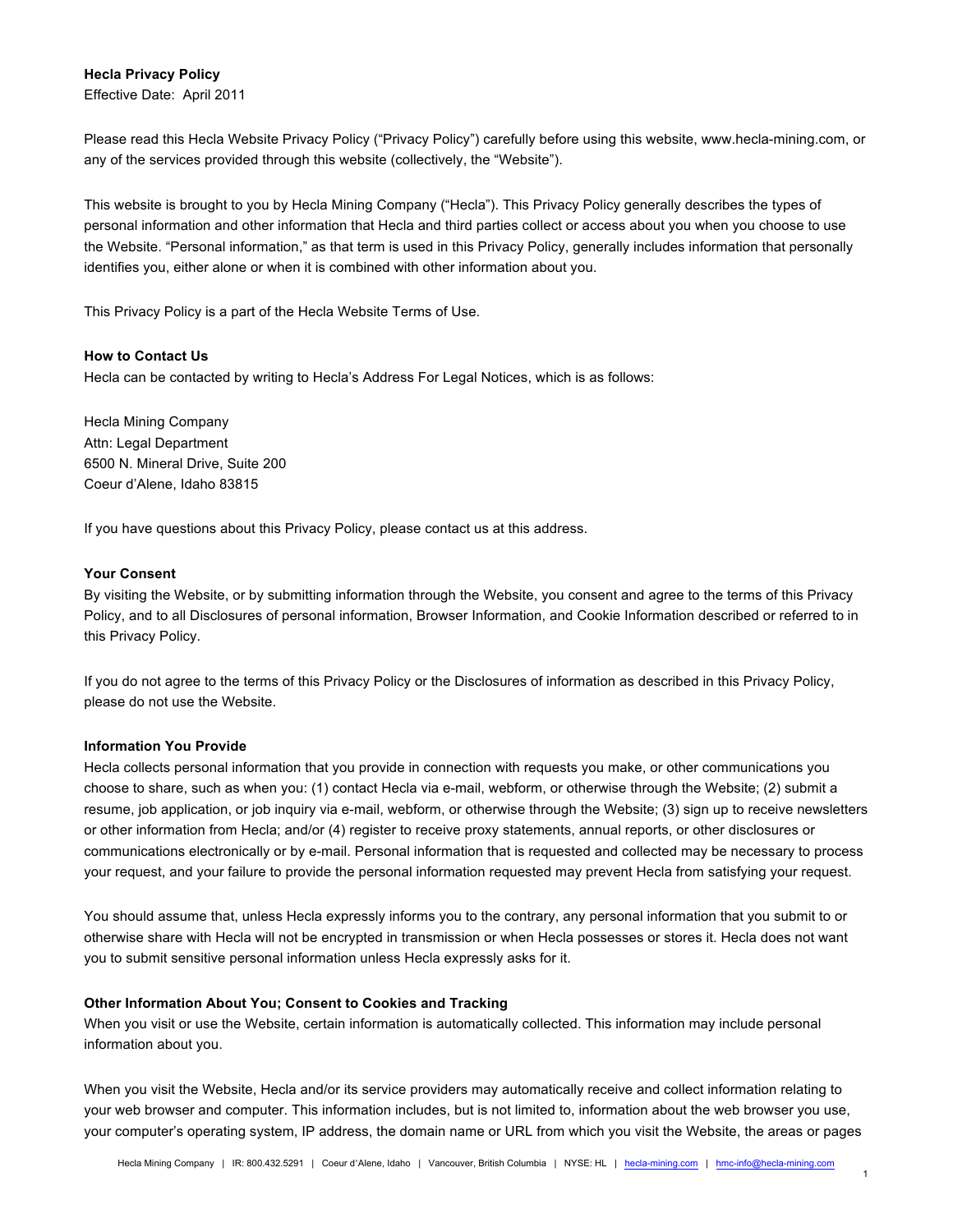# Hecla Privacy Policy

Effective Date: April 2011

Please read this Hecla Website Privacy Policy ("Privacy Policy") carefully before using this website, www.hecla-mining.com, or any of the services provided through this website (collectively, the "Website").

This website is brought to you by Hecla Mining Company ("Hecla"). This Privacy Policy generally describes the types of personal information and other information that Hecla and third parties collect or access about you when you choose to use the Website. "Personal information," as that term is used in this Privacy Policy, generally includes information that personally identifies you, either alone or when it is combined with other information about you.

This Privacy Policy is a part of the Hecla Website Terms of Use.

## How to Contact Us

Hecla can be contacted by writing to Hecla's Address For Legal Notices, which is as follows:

Hecla Mining Company
Attn: Legal Department
6500 N. Mineral Drive, Suite 200
Coeur d'Alene, Idaho 83815

If you have questions about this Privacy Policy, please contact us at this address.

## Your Consent

By visiting the Website, or by submitting information through the Website, you consent and agree to the terms of this Privacy Policy, and to all Disclosures of personal information, Browser Information, and Cookie Information described or referred to in this Privacy Policy.

If you do not agree to the terms of this Privacy Policy or the Disclosures of information as described in this Privacy Policy, please do not use the Website.

## Information You Provide

Hecla collects personal information that you provide in connection with requests you make, or other communications you choose to share, such as when you: (1) contact Hecla via e-mail, webform, or otherwise through the Website; (2) submit a resume, job application, or job inquiry via e-mail, webform, or otherwise through the Website; (3) sign up to receive newsletters or other information from Hecla; and/or (4) register to receive proxy statements, annual reports, or other disclosures or communications electronically or by e-mail. Personal information that is requested and collected may be necessary to process your request, and your failure to provide the personal information requested may prevent Hecla from satisfying your request.

You should assume that, unless Hecla expressly informs you to the contrary, any personal information that you submit to or otherwise share with Hecla will not be encrypted in transmission or when Hecla possesses or stores it. Hecla does not want you to submit sensitive personal information unless Hecla expressly asks for it.

## Other Information About You; Consent to Cookies and Tracking

When you visit or use the Website, certain information is automatically collected. This information may include personal information about you.

When you visit the Website, Hecla and/or its service providers may automatically receive and collect information relating to your web browser and computer. This information includes, but is not limited to, information about the web browser you use, your computer's operating system, IP address, the domain name or URL from which you visit the Website, the areas or pages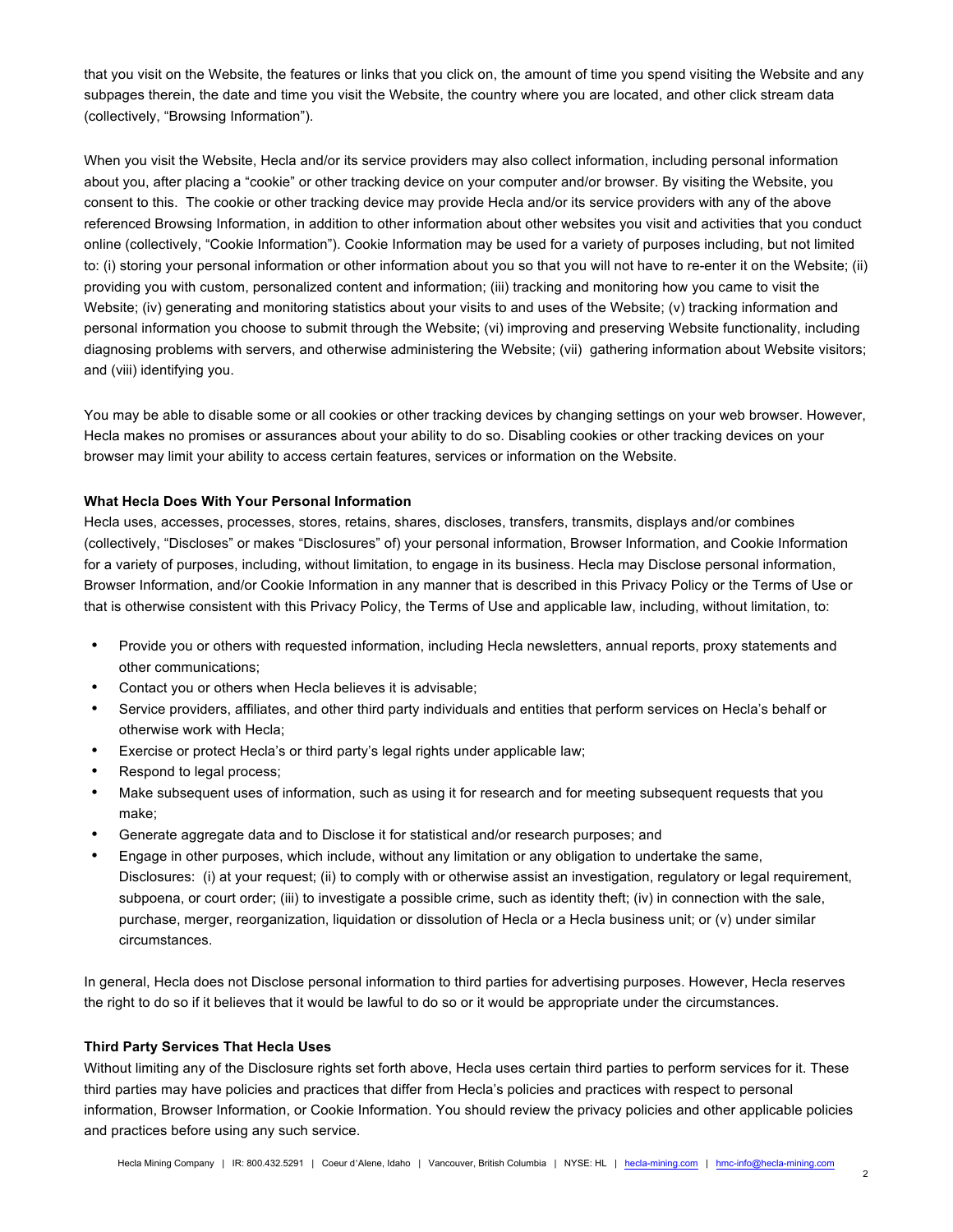that you visit on the Website, the features or links that you click on, the amount of time you spend visiting the Website and any subpages therein, the date and time you visit the Website, the country where you are located, and other click stream data (collectively, "Browsing Information").

When you visit the Website, Hecla and/or its service providers may also collect information, including personal information about you, after placing a "cookie" or other tracking device on your computer and/or browser. By visiting the Website, you consent to this. The cookie or other tracking device may provide Hecla and/or its service providers with any of the above referenced Browsing Information, in addition to other information about other websites you visit and activities that you conduct online (collectively, "Cookie Information"). Cookie Information may be used for a variety of purposes including, but not limited to: (i) storing your personal information or other information about you so that you will not have to re-enter it on the Website; (ii) providing you with custom, personalized content and information; (iii) tracking and monitoring how you came to visit the Website; (iv) generating and monitoring statistics about your visits to and uses of the Website; (v) tracking information and personal information you choose to submit through the Website; (vi) improving and preserving Website functionality, including diagnosing problems with servers, and otherwise administering the Website; (vii) gathering information about Website visitors; and (viii) identifying you.

You may be able to disable some or all cookies or other tracking devices by changing settings on your web browser. However, Hecla makes no promises or assurances about your ability to do so. Disabling cookies or other tracking devices on your browser may limit your ability to access certain features, services or information on the Website.

**What Hecla Does With Your Personal Information**

Hecla uses, accesses, processes, stores, retains, shares, discloses, transfers, transmits, displays and/or combines (collectively, "Discloses" or makes "Disclosures" of) your personal information, Browser Information, and Cookie Information for a variety of purposes, including, without limitation, to engage in its business. Hecla may Disclose personal information, Browser Information, and/or Cookie Information in any manner that is described in this Privacy Policy or the Terms of Use or that is otherwise consistent with this Privacy Policy, the Terms of Use and applicable law, including, without limitation, to:

- Provide you or others with requested information, including Hecla newsletters, annual reports, proxy statements and other communications;
- Contact you or others when Hecla believes it is advisable;
- Service providers, affiliates, and other third party individuals and entities that perform services on Hecla's behalf or otherwise work with Hecla;
- Exercise or protect Hecla's or third party's legal rights under applicable law;
- Respond to legal process;
- Make subsequent uses of information, such as using it for research and for meeting subsequent requests that you make;
- Generate aggregate data and to Disclose it for statistical and/or research purposes; and
- Engage in other purposes, which include, without any limitation or any obligation to undertake the same, Disclosures: (i) at your request; (ii) to comply with or otherwise assist an investigation, regulatory or legal requirement, subpoena, or court order; (iii) to investigate a possible crime, such as identity theft; (iv) in connection with the sale, purchase, merger, reorganization, liquidation or dissolution of Hecla or a Hecla business unit; or (v) under similar circumstances.

In general, Hecla does not Disclose personal information to third parties for advertising purposes. However, Hecla reserves the right to do so if it believes that it would be lawful to do so or it would be appropriate under the circumstances.

**Third Party Services That Hecla Uses**

Without limiting any of the Disclosure rights set forth above, Hecla uses certain third parties to perform services for it. These third parties may have policies and practices that differ from Hecla's policies and practices with respect to personal information, Browser Information, or Cookie Information. You should review the privacy policies and other applicable policies and practices before using any such service.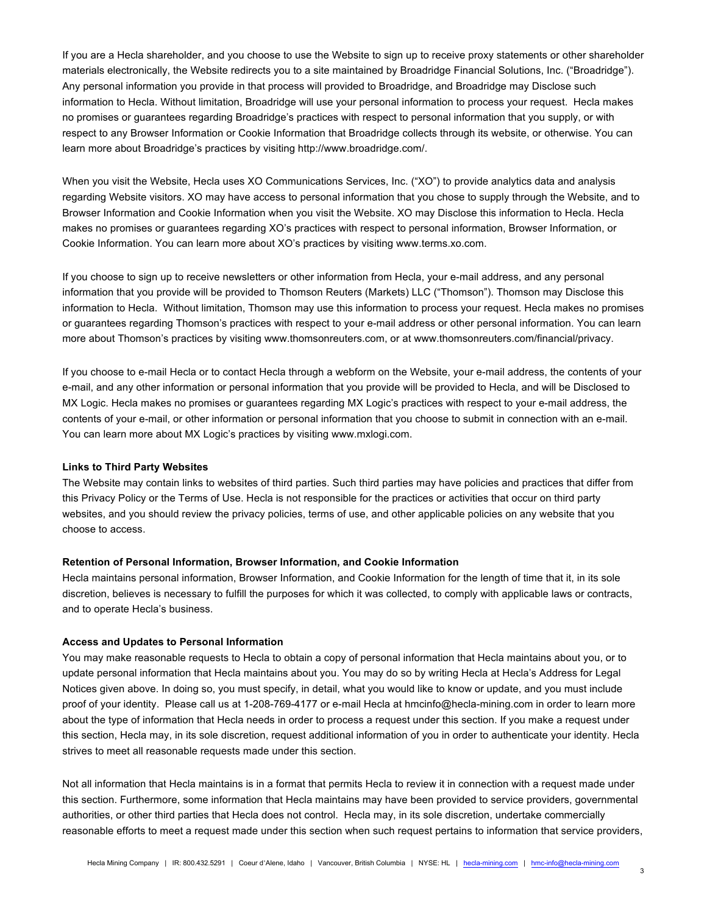If you are a Hecla shareholder, and you choose to use the Website to sign up to receive proxy statements or other shareholder materials electronically, the Website redirects you to a site maintained by Broadridge Financial Solutions, Inc. ("Broadridge"). Any personal information you provide in that process will provided to Broadridge, and Broadridge may Disclose such information to Hecla. Without limitation, Broadridge will use your personal information to process your request. Hecla makes no promises or guarantees regarding Broadridge's practices with respect to personal information that you supply, or with respect to any Browser Information or Cookie Information that Broadridge collects through its website, or otherwise. You can learn more about Broadridge's practices by visiting http://www.broadridge.com/.

When you visit the Website, Hecla uses XO Communications Services, Inc. ("XO") to provide analytics data and analysis regarding Website visitors. XO may have access to personal information that you chose to supply through the Website, and to Browser Information and Cookie Information when you visit the Website. XO may Disclose this information to Hecla. Hecla makes no promises or guarantees regarding XO's practices with respect to personal information, Browser Information, or Cookie Information. You can learn more about XO's practices by visiting www.terms.xo.com.

If you choose to sign up to receive newsletters or other information from Hecla, your e-mail address, and any personal information that you provide will be provided to Thomson Reuters (Markets) LLC ("Thomson"). Thomson may Disclose this information to Hecla. Without limitation, Thomson may use this information to process your request. Hecla makes no promises or guarantees regarding Thomson's practices with respect to your e-mail address or other personal information. You can learn more about Thomson's practices by visiting www.thomsonreuters.com, or at www.thomsonreuters.com/financial/privacy.

If you choose to e-mail Hecla or to contact Hecla through a webform on the Website, your e-mail address, the contents of your e-mail, and any other information or personal information that you provide will be provided to Hecla, and will be Disclosed to MX Logic. Hecla makes no promises or guarantees regarding MX Logic's practices with respect to your e-mail address, the contents of your e-mail, or other information or personal information that you choose to submit in connection with an e-mail. You can learn more about MX Logic's practices by visiting www.mxlogi.com.

**Links to Third Party Websites**

The Website may contain links to websites of third parties. Such third parties may have policies and practices that differ from this Privacy Policy or the Terms of Use. Hecla is not responsible for the practices or activities that occur on third party websites, and you should review the privacy policies, terms of use, and other applicable policies on any website that you choose to access.

**Retention of Personal Information, Browser Information, and Cookie Information**

Hecla maintains personal information, Browser Information, and Cookie Information for the length of time that it, in its sole discretion, believes is necessary to fulfill the purposes for which it was collected, to comply with applicable laws or contracts, and to operate Hecla's business.

**Access and Updates to Personal Information**

You may make reasonable requests to Hecla to obtain a copy of personal information that Hecla maintains about you, or to update personal information that Hecla maintains about you. You may do so by writing Hecla at Hecla's Address for Legal Notices given above. In doing so, you must specify, in detail, what you would like to know or update, and you must include proof of your identity. Please call us at 1-208-769-4177 or e-mail Hecla at hmcinfo@hecla-mining.com in order to learn more about the type of information that Hecla needs in order to process a request under this section. If you make a request under this section, Hecla may, in its sole discretion, request additional information of you in order to authenticate your identity. Hecla strives to meet all reasonable requests made under this section.

Not all information that Hecla maintains is in a format that permits Hecla to review it in connection with a request made under this section. Furthermore, some information that Hecla maintains may have been provided to service providers, governmental authorities, or other third parties that Hecla does not control. Hecla may, in its sole discretion, undertake commercially reasonable efforts to meet a request made under this section when such request pertains to information that service providers,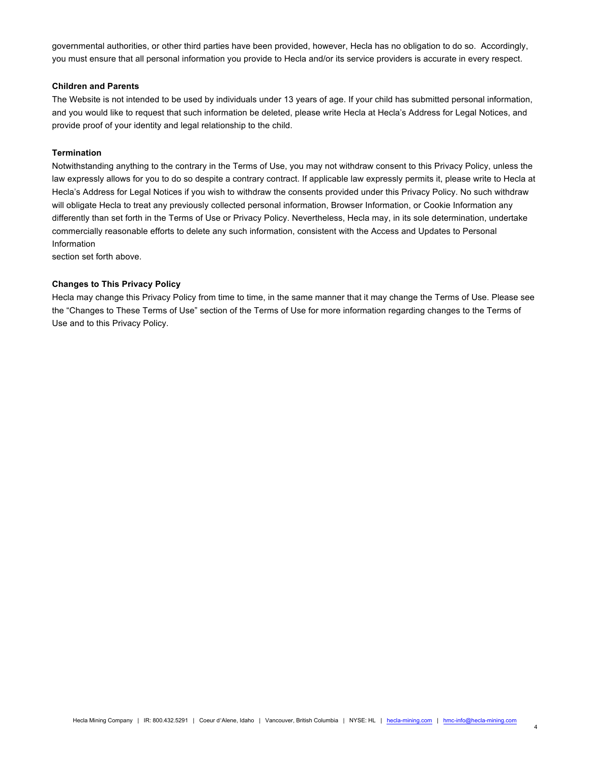governmental authorities, or other third parties have been provided, however, Hecla has no obligation to do so. Accordingly, you must ensure that all personal information you provide to Hecla and/or its service providers is accurate in every respect.

**Children and Parents**

The Website is not intended to be used by individuals under 13 years of age. If your child has submitted personal information, and you would like to request that such information be deleted, please write Hecla at Hecla's Address for Legal Notices, and provide proof of your identity and legal relationship to the child.

**Termination**

Notwithstanding anything to the contrary in the Terms of Use, you may not withdraw consent to this Privacy Policy, unless the law expressly allows for you to do so despite a contrary contract. If applicable law expressly permits it, please write to Hecla at Hecla's Address for Legal Notices if you wish to withdraw the consents provided under this Privacy Policy. No such withdraw will obligate Hecla to treat any previously collected personal information, Browser Information, or Cookie Information any differently than set forth in the Terms of Use or Privacy Policy. Nevertheless, Hecla may, in its sole determination, undertake commercially reasonable efforts to delete any such information, consistent with the Access and Updates to Personal Information
section set forth above.

**Changes to This Privacy Policy**

Hecla may change this Privacy Policy from time to time, in the same manner that it may change the Terms of Use. Please see the "Changes to These Terms of Use" section of the Terms of Use for more information regarding changes to the Terms of Use and to this Privacy Policy.